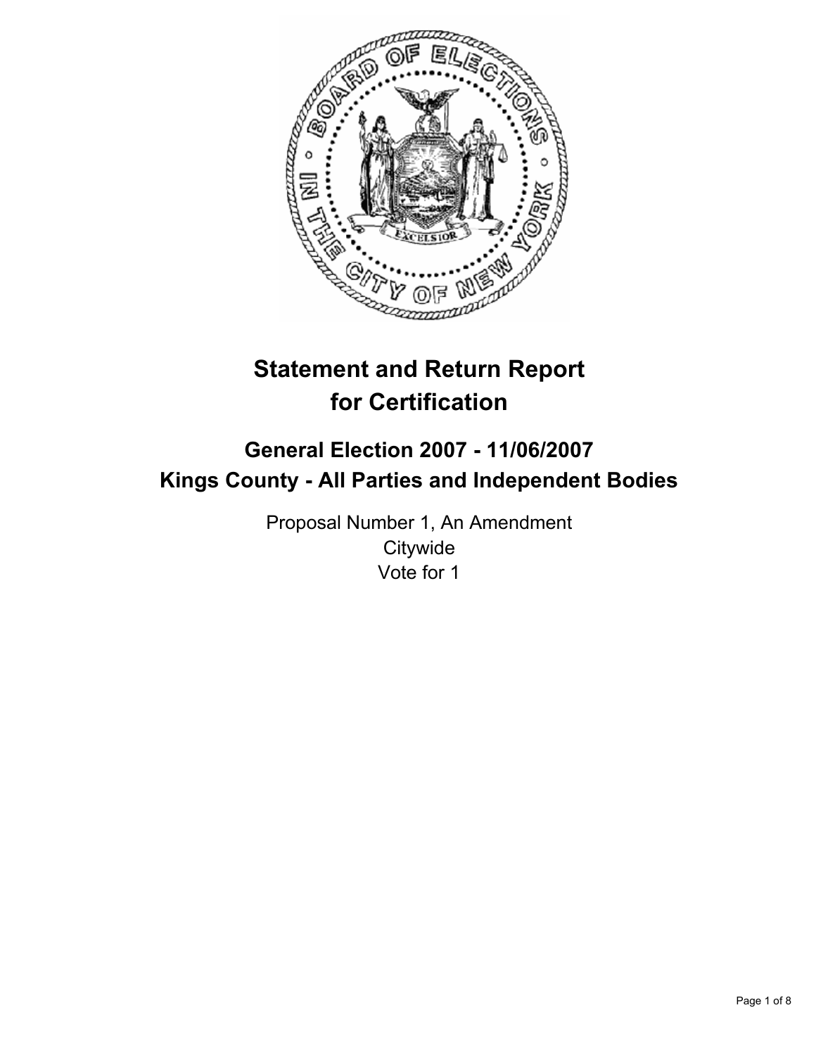# Statement and Return Report for Certification

## General Election 2007 - 11/06/2007
## Kings County - All Parties and Independent Bodies

Proposal Number 1, An Amendment
Citywide
Vote for 1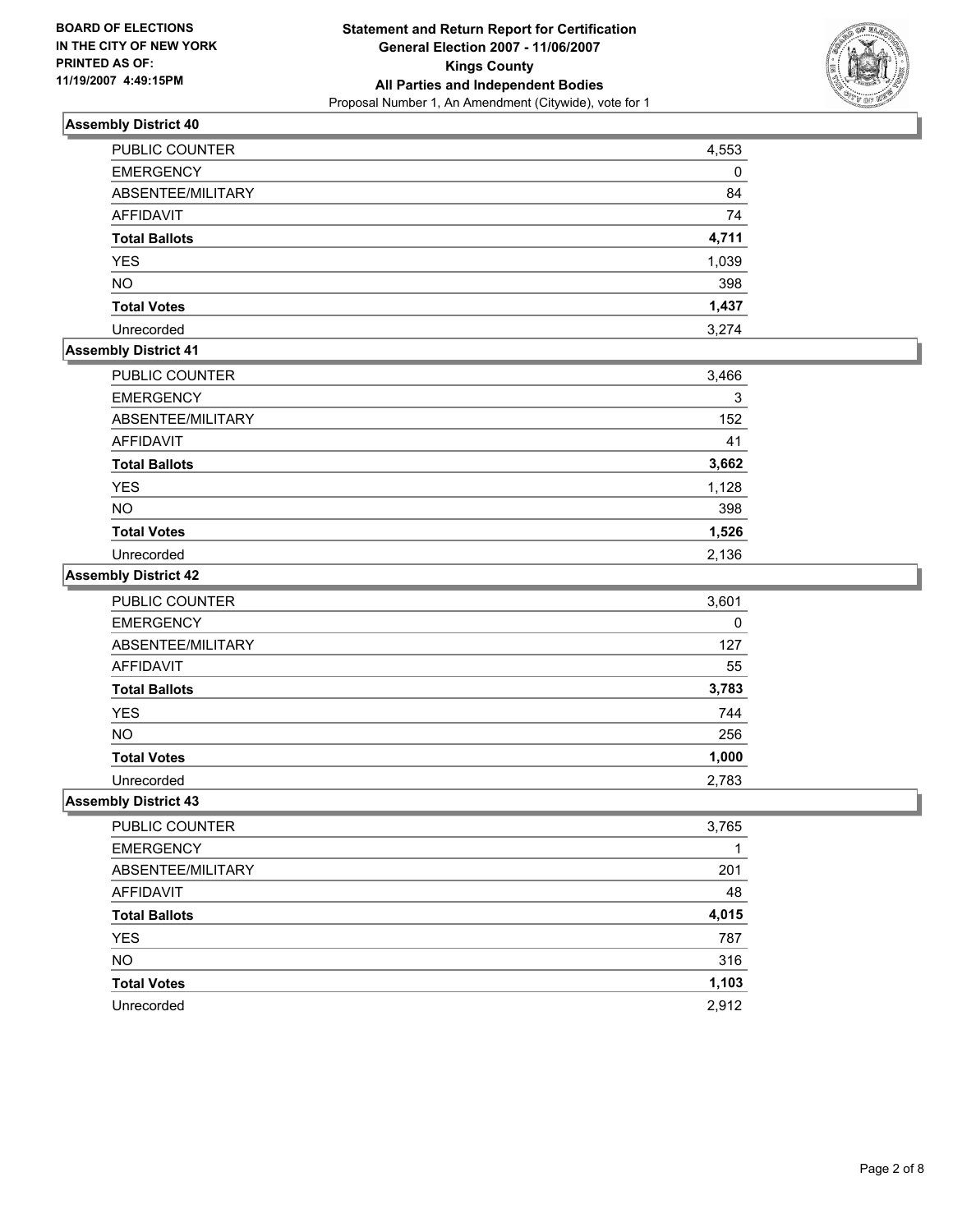**BOARD OF ELECTIONS IN THE CITY OF NEW YORK PRINTED AS OF: 11/19/2007 4:49:15PM**

**Statement and Return Report for Certification**
**General Election 2007 - 11/06/2007**
**Kings County**
**All Parties and Independent Bodies**
Proposal Number 1, An Amendment (Citywide), vote for 1

## Assembly District 40

| | |
|---|---|
| PUBLIC COUNTER | 4,553 |
| EMERGENCY | 0 |
| ABSENTEE/MILITARY | 84 |
| AFFIDAVIT | 74 |
| **Total Ballots** | **4,711** |
| YES | 1,039 |
| NO | 398 |
| **Total Votes** | **1,437** |
| Unrecorded | 3,274 |

## Assembly District 41

| | |
|---|---|
| PUBLIC COUNTER | 3,466 |
| EMERGENCY | 3 |
| ABSENTEE/MILITARY | 152 |
| AFFIDAVIT | 41 |
| **Total Ballots** | **3,662** |
| YES | 1,128 |
| NO | 398 |
| **Total Votes** | **1,526** |
| Unrecorded | 2,136 |

## Assembly District 42

| | |
|---|---|
| PUBLIC COUNTER | 3,601 |
| EMERGENCY | 0 |
| ABSENTEE/MILITARY | 127 |
| AFFIDAVIT | 55 |
| **Total Ballots** | **3,783** |
| YES | 744 |
| NO | 256 |
| **Total Votes** | **1,000** |
| Unrecorded | 2,783 |

## Assembly District 43

| | |
|---|---|
| PUBLIC COUNTER | 3,765 |
| EMERGENCY | 1 |
| ABSENTEE/MILITARY | 201 |
| AFFIDAVIT | 48 |
| **Total Ballots** | **4,015** |
| YES | 787 |
| NO | 316 |
| **Total Votes** | **1,103** |
| Unrecorded | 2,912 |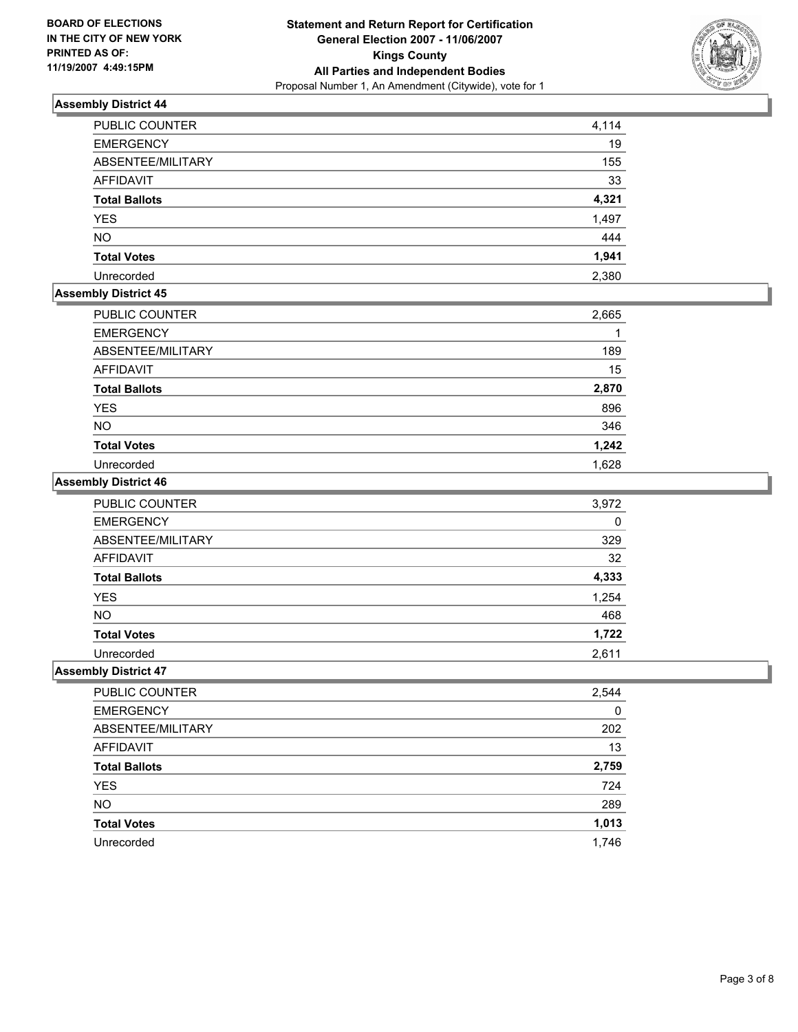BOARD OF ELECTIONS
IN THE CITY OF NEW YORK
PRINTED AS OF:
11/19/2007 4:49:15PM

**Statement and Return Report for Certification**
**General Election 2007 - 11/06/2007**
**Kings County**
**All Parties and Independent Bodies**
Proposal Number 1, An Amendment (Citywide), vote for 1

### Assembly District 44

| | |
|---|---|
| PUBLIC COUNTER | 4,114 |
| EMERGENCY | 19 |
| ABSENTEE/MILITARY | 155 |
| AFFIDAVIT | 33 |
| **Total Ballots** | **4,321** |
| YES | 1,497 |
| NO | 444 |
| **Total Votes** | **1,941** |
| Unrecorded | 2,380 |

### Assembly District 45

| | |
|---|---|
| PUBLIC COUNTER | 2,665 |
| EMERGENCY | 1 |
| ABSENTEE/MILITARY | 189 |
| AFFIDAVIT | 15 |
| **Total Ballots** | **2,870** |
| YES | 896 |
| NO | 346 |
| **Total Votes** | **1,242** |
| Unrecorded | 1,628 |

### Assembly District 46

| | |
|---|---|
| PUBLIC COUNTER | 3,972 |
| EMERGENCY | 0 |
| ABSENTEE/MILITARY | 329 |
| AFFIDAVIT | 32 |
| **Total Ballots** | **4,333** |
| YES | 1,254 |
| NO | 468 |
| **Total Votes** | **1,722** |
| Unrecorded | 2,611 |

### Assembly District 47

| | |
|---|---|
| PUBLIC COUNTER | 2,544 |
| EMERGENCY | 0 |
| ABSENTEE/MILITARY | 202 |
| AFFIDAVIT | 13 |
| **Total Ballots** | **2,759** |
| YES | 724 |
| NO | 289 |
| **Total Votes** | **1,013** |
| Unrecorded | 1,746 |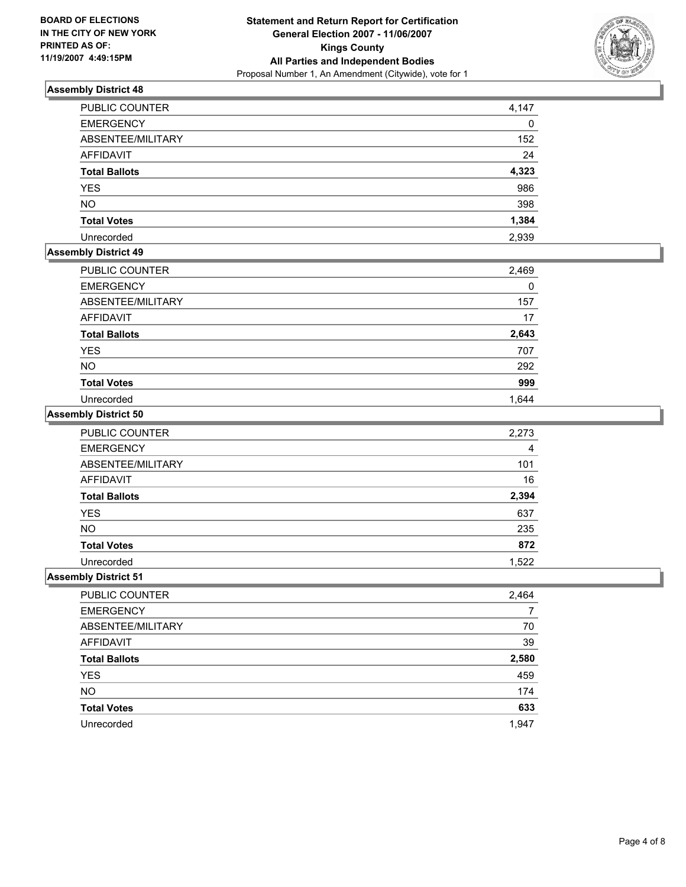**BOARD OF ELECTIONS IN THE CITY OF NEW YORK PRINTED AS OF: 11/19/2007 4:49:15PM**

**Statement and Return Report for Certification**
**General Election 2007 - 11/06/2007**
**Kings County**
**All Parties and Independent Bodies**
Proposal Number 1, An Amendment (Citywide), vote for 1

### Assembly District 48

| | |
|---|---|
| PUBLIC COUNTER | 4,147 |
| EMERGENCY | 0 |
| ABSENTEE/MILITARY | 152 |
| AFFIDAVIT | 24 |
| **Total Ballots** | **4,323** |
| YES | 986 |
| NO | 398 |
| **Total Votes** | **1,384** |
| Unrecorded | 2,939 |

### Assembly District 49

| | |
|---|---|
| PUBLIC COUNTER | 2,469 |
| EMERGENCY | 0 |
| ABSENTEE/MILITARY | 157 |
| AFFIDAVIT | 17 |
| **Total Ballots** | **2,643** |
| YES | 707 |
| NO | 292 |
| **Total Votes** | **999** |
| Unrecorded | 1,644 |

### Assembly District 50

| | |
|---|---|
| PUBLIC COUNTER | 2,273 |
| EMERGENCY | 4 |
| ABSENTEE/MILITARY | 101 |
| AFFIDAVIT | 16 |
| **Total Ballots** | **2,394** |
| YES | 637 |
| NO | 235 |
| **Total Votes** | **872** |
| Unrecorded | 1,522 |

### Assembly District 51

| | |
|---|---|
| PUBLIC COUNTER | 2,464 |
| EMERGENCY | 7 |
| ABSENTEE/MILITARY | 70 |
| AFFIDAVIT | 39 |
| **Total Ballots** | **2,580** |
| YES | 459 |
| NO | 174 |
| **Total Votes** | **633** |
| Unrecorded | 1,947 |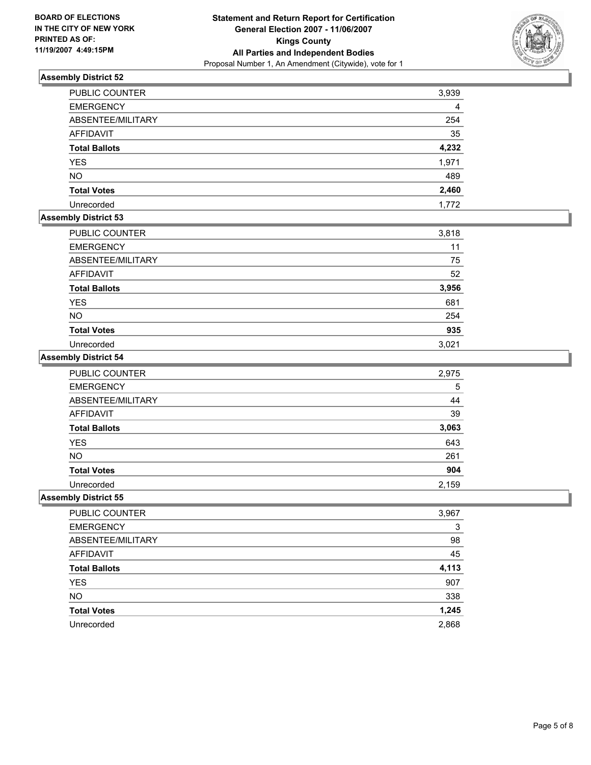BOARD OF ELECTIONS
IN THE CITY OF NEW YORK
PRINTED AS OF:
11/19/2007 4:49:15PM

**Statement and Return Report for Certification**
**General Election 2007 - 11/06/2007**
**Kings County**
**All Parties and Independent Bodies**
Proposal Number 1, An Amendment (Citywide), vote for 1

## Assembly District 52

| | |
|---|---|
| PUBLIC COUNTER | 3,939 |
| EMERGENCY | 4 |
| ABSENTEE/MILITARY | 254 |
| AFFIDAVIT | 35 |
| **Total Ballots** | **4,232** |
| YES | 1,971 |
| NO | 489 |
| **Total Votes** | **2,460** |
| Unrecorded | 1,772 |

## Assembly District 53

| | |
|---|---|
| PUBLIC COUNTER | 3,818 |
| EMERGENCY | 11 |
| ABSENTEE/MILITARY | 75 |
| AFFIDAVIT | 52 |
| **Total Ballots** | **3,956** |
| YES | 681 |
| NO | 254 |
| **Total Votes** | **935** |
| Unrecorded | 3,021 |

## Assembly District 54

| | |
|---|---|
| PUBLIC COUNTER | 2,975 |
| EMERGENCY | 5 |
| ABSENTEE/MILITARY | 44 |
| AFFIDAVIT | 39 |
| **Total Ballots** | **3,063** |
| YES | 643 |
| NO | 261 |
| **Total Votes** | **904** |
| Unrecorded | 2,159 |

## Assembly District 55

| | |
|---|---|
| PUBLIC COUNTER | 3,967 |
| EMERGENCY | 3 |
| ABSENTEE/MILITARY | 98 |
| AFFIDAVIT | 45 |
| **Total Ballots** | **4,113** |
| YES | 907 |
| NO | 338 |
| **Total Votes** | **1,245** |
| Unrecorded | 2,868 |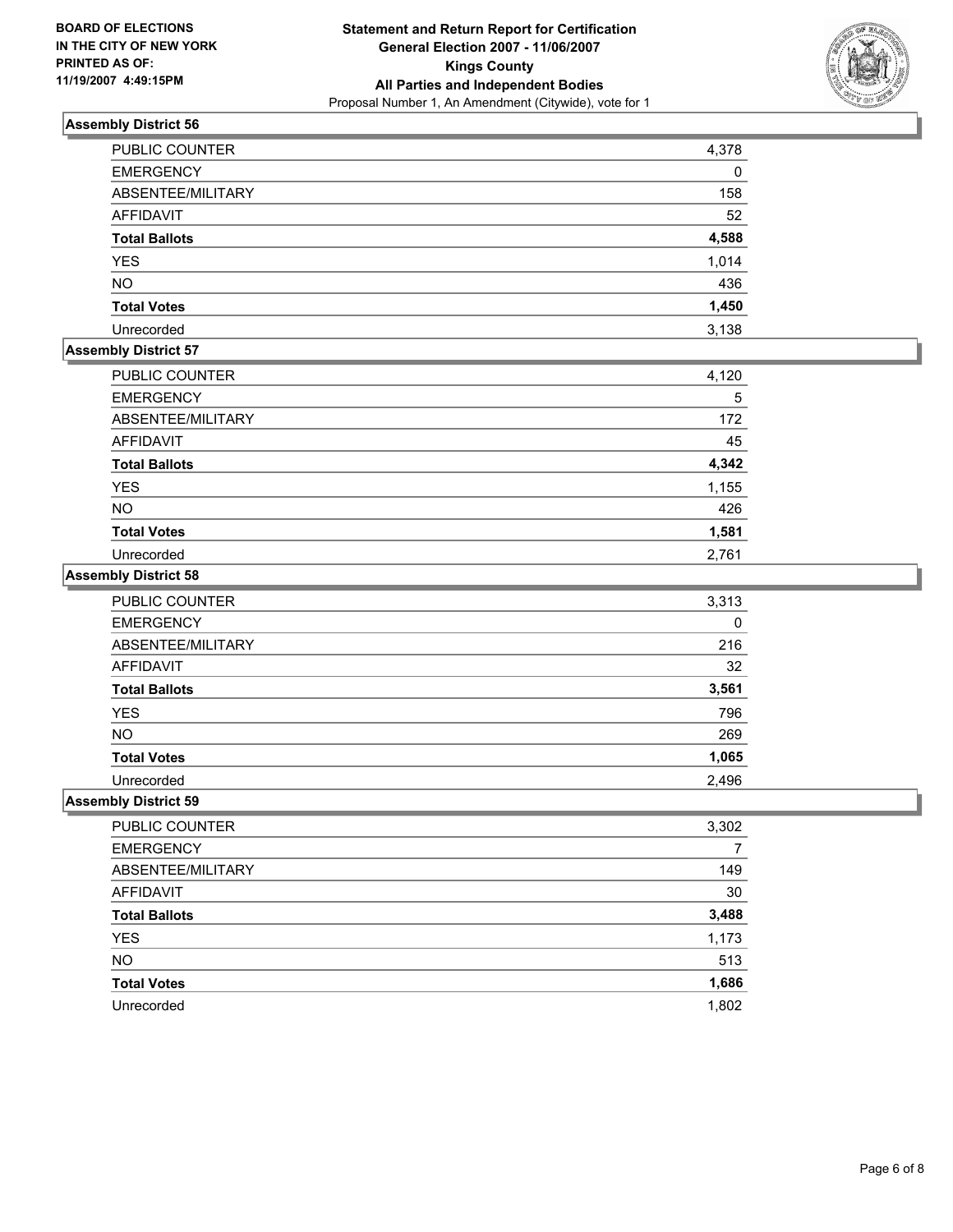**BOARD OF ELECTIONS**
**IN THE CITY OF NEW YORK**
**PRINTED AS OF:**
**11/19/2007 4:49:15PM**

**Statement and Return Report for Certification**
**General Election 2007 - 11/06/2007**
**Kings County**
**All Parties and Independent Bodies**
Proposal Number 1, An Amendment (Citywide), vote for 1

### Assembly District 56

| | |
|---|---|
| PUBLIC COUNTER | 4,378 |
| EMERGENCY | 0 |
| ABSENTEE/MILITARY | 158 |
| AFFIDAVIT | 52 |
| **Total Ballots** | **4,588** |
| YES | 1,014 |
| NO | 436 |
| **Total Votes** | **1,450** |
| Unrecorded | 3,138 |

### Assembly District 57

| | |
|---|---|
| PUBLIC COUNTER | 4,120 |
| EMERGENCY | 5 |
| ABSENTEE/MILITARY | 172 |
| AFFIDAVIT | 45 |
| **Total Ballots** | **4,342** |
| YES | 1,155 |
| NO | 426 |
| **Total Votes** | **1,581** |
| Unrecorded | 2,761 |

### Assembly District 58

| | |
|---|---|
| PUBLIC COUNTER | 3,313 |
| EMERGENCY | 0 |
| ABSENTEE/MILITARY | 216 |
| AFFIDAVIT | 32 |
| **Total Ballots** | **3,561** |
| YES | 796 |
| NO | 269 |
| **Total Votes** | **1,065** |
| Unrecorded | 2,496 |

### Assembly District 59

| | |
|---|---|
| PUBLIC COUNTER | 3,302 |
| EMERGENCY | 7 |
| ABSENTEE/MILITARY | 149 |
| AFFIDAVIT | 30 |
| **Total Ballots** | **3,488** |
| YES | 1,173 |
| NO | 513 |
| **Total Votes** | **1,686** |
| Unrecorded | 1,802 |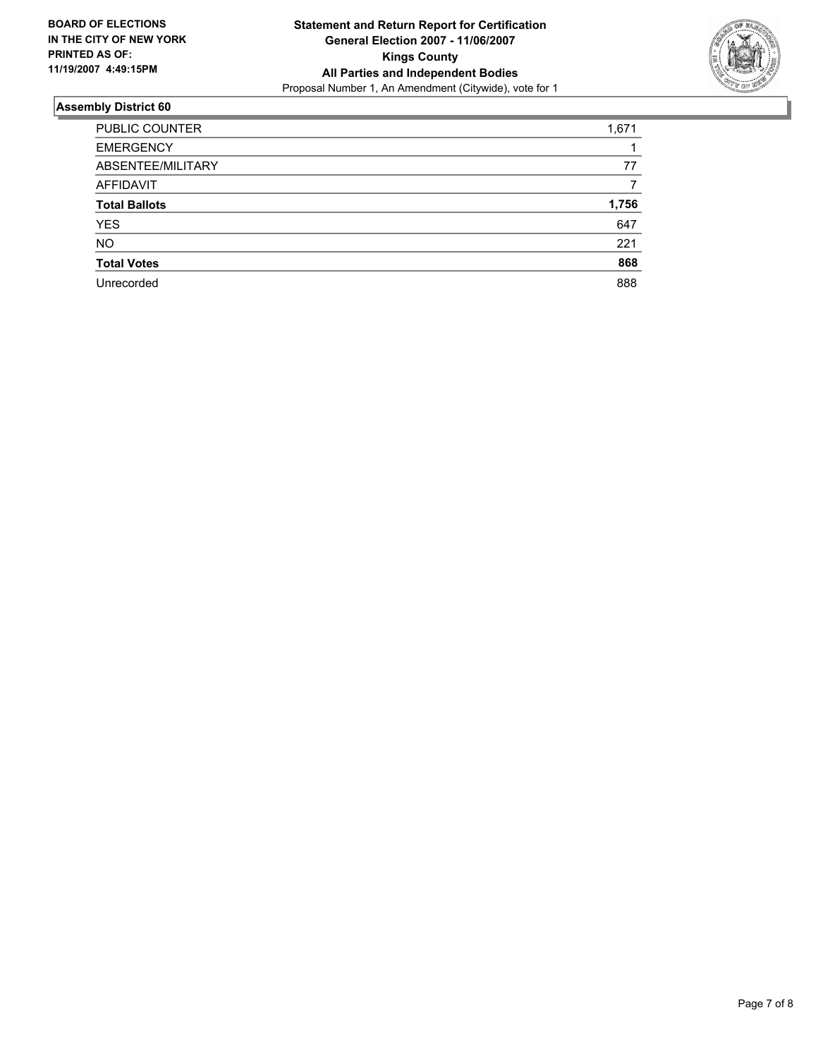**BOARD OF ELECTIONS IN THE CITY OF NEW YORK PRINTED AS OF: 11/19/2007 4:49:15PM**

**Statement and Return Report for Certification**
**General Election 2007 - 11/06/2007**
**Kings County**
**All Parties and Independent Bodies**
Proposal Number 1, An Amendment (Citywide), vote for 1

## Assembly District 60

| | |
|---|---|
| PUBLIC COUNTER | 1,671 |
| EMERGENCY | 1 |
| ABSENTEE/MILITARY | 77 |
| AFFIDAVIT | 7 |
| **Total Ballots** | **1,756** |
| YES | 647 |
| NO | 221 |
| **Total Votes** | **868** |
| Unrecorded | 888 |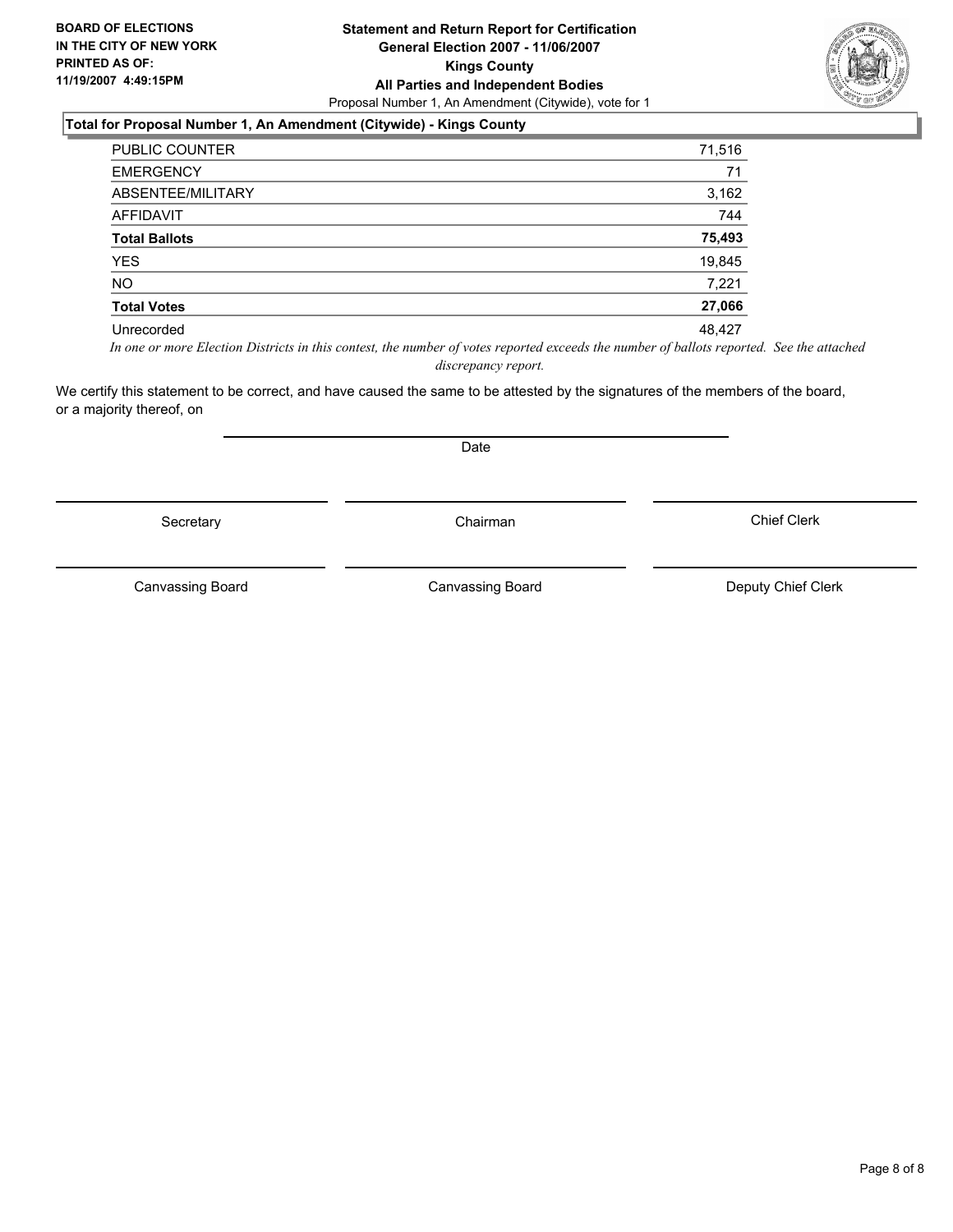**BOARD OF ELECTIONS IN THE CITY OF NEW YORK PRINTED AS OF: 11/19/2007 4:49:15PM**

**Statement and Return Report for Certification**
**General Election 2007 - 11/06/2007**
**Kings County**
**All Parties and Independent Bodies**
Proposal Number 1, An Amendment (Citywide), vote for 1

**Total for Proposal Number 1, An Amendment (Citywide) - Kings County**

| | |
|---|---|
| PUBLIC COUNTER | 71,516 |
| EMERGENCY | 71 |
| ABSENTEE/MILITARY | 3,162 |
| AFFIDAVIT | 744 |
| **Total Ballots** | **75,493** |
| YES | 19,845 |
| NO | 7,221 |
| **Total Votes** | **27,066** |
| Unrecorded | 48,427 |

*In one or more Election Districts in this contest, the number of votes reported exceeds the number of ballots reported. See the attached discrepancy report.*

We certify this statement to be correct, and have caused the same to be attested by the signatures of the members of the board, or a majority thereof, on

Date

Secretary | Chairman | Chief Clerk

Canvassing Board | Canvassing Board | Deputy Chief Clerk